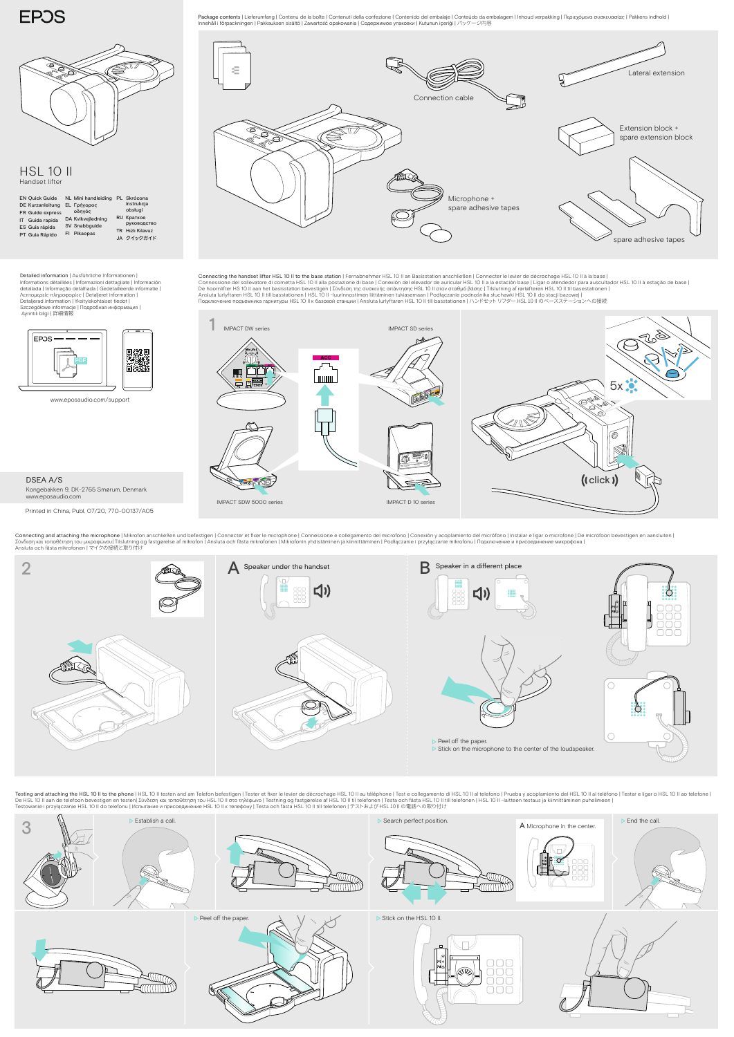# EPOS

## HSL 10 II

Handset lifter

EN Quick Guide
DE Kurzanleitung
FR Guide express
IT Guida rapida
ES Guía rápida
PT Guia Rápido
NL Mini handleiding
EL Γρήγορος οδηγός
DA Kvikvejledning
SV Snabbguide
FI Pikaopas
PL Skrócona instrukcja obsługi
RU Краткое руководство
TR Hızlı Kılavuz
JA クイックガイド

Package contents | Lieferumfang | Contenu de la boîte | Contenuti della confezione | Contenido del embalaje | Conteúdo da embalagem | Inhoud verpakking | Περιεχόμενα συσκευασίας | Pakkens indhold | Innehåll i förpackningen | Pakkauksen sisältö | Zawartość opakowania | Содержимое упаковки | Kutunun içeriği | パッケージ内容

Connection cable

Lateral extension

Extension block + spare extension block

Microphone + spare adhesive tapes

spare adhesive tapes

Detailed information | Ausführliche Informationen | Informations détaillées | Informazioni dettagliate | Información detallada | Informação detalhada | Gedetailleerde informatie | Λεπτομερείς πληροφορίες | Detaljeret information | Detaljerad information | Yksityiskohtaiset tiedot | Szczegółowe informacje | Подробная информация | Ayrıntılı bilgi | 詳細情報

www.eposaudio.com/support

DSEA A/S
Kongebakken 9, DK-2765 Smørum, Denmark
www.eposaudio.com

Printed in China, Publ. 07/20, 770-00137/A05

Connecting the handset lifter HSL 10 II to the base station | Fernabnehmer HSL 10 II an Basisstation anschließen | Connecter le levier de décrochage HSL 10 II à la base | Connessione del sollevatore di cornetta HSL 10 II alla postazione di base | Conexión del elevador de auricular HSL 10 II a la estación base | Ligar o atendedor para auscultador HSL 10 II à estação de base | De hoornlifter HS 10 II aan het basisstation bevestigen | Σύνδεση της συσκευής απάντησης HSL 10 II στον σταθμό βάσης | Tilslutning af rørløfteren HSL 10 II til basestationen | Ansluta luryftaren HSL 10 II till basstationen | HSL 10 II -luurinnostimen liittäminen tukiasemaan | Podłączanie podnośnika słuchawki HSL 10 II do stacji bazowej | Подключение подъемника гарнитуры HSL 10 II к базовой станции | Ansluta luryftaren HSL 10 II till basstationen | ハンドセット リフター HSL 10 II のベースステーションへの接続

1

IMPACT DW series

IMPACT SD series

ACC

5x

((click))

IMPACT SDW 5000 series

IMPACT D 10 series

Connecting and attaching the microphone | Mikrofon anschließen und befestigen | Connecter et fixer le microphone | Connessione e collegamento del microfono | Conexión y acoplamiento del micrófono | Instalar e ligar o microfone | De microfoon bevestigen en aansluiten | Σύνδεση και τοποθέτηση του μικροφώνου | Tilslutning og fastgørelse af mikrofon | Ansluta och fästa mikrofonen | Mikrofonin yhdistäminen ja kiinnittäminen | Podłączanie i przyłączanie mikrofonu | Подключение и присоединение микрофона | Ansluta och fästa mikrofonen | マイクの接続と取り付け

2

A Speaker under the handset

B Speaker in a different place

- Peel off the paper.
- Stick on the microphone to the center of the loudspeaker.

Testing and attaching the HSL 10 II to the phone | HSL 10 II testen and am Telefon befestigen | Tester et fixer le levier de décrochage HSL 10 II au téléphone | Test e collegamento di HSL 10 II al telefono | Prueba y acoplamiento del HSL 10 II al teléfono | Testar e ligar o HSL 10 II ao telefone | De HSL 10 II aan de telefoon bevestigen en testen| Σύνδεση και τοποθέτηση του HSL 10 II στο τηλέφωνο | Testning og fastgørelse af HSL 10 II til telefonen | Testa och fästa HSL 10 II till telefonen | HSL 10 II -laitteen testaus ja kiinnittäminen puhelimeen | Testowanie i przyłączanie HSL 10 II do telefonu | Испытание и присоединение HSL 10 II к телефону | Testa och fästa HSL 10 II till telefonen | テストおよび HSL 10 II の電話への取り付け

3

- Establish a call.
- Search perfect position.

A Microphone in the center.

- End the call.
- Peel off the paper.
- Stick on the HSL 10 II.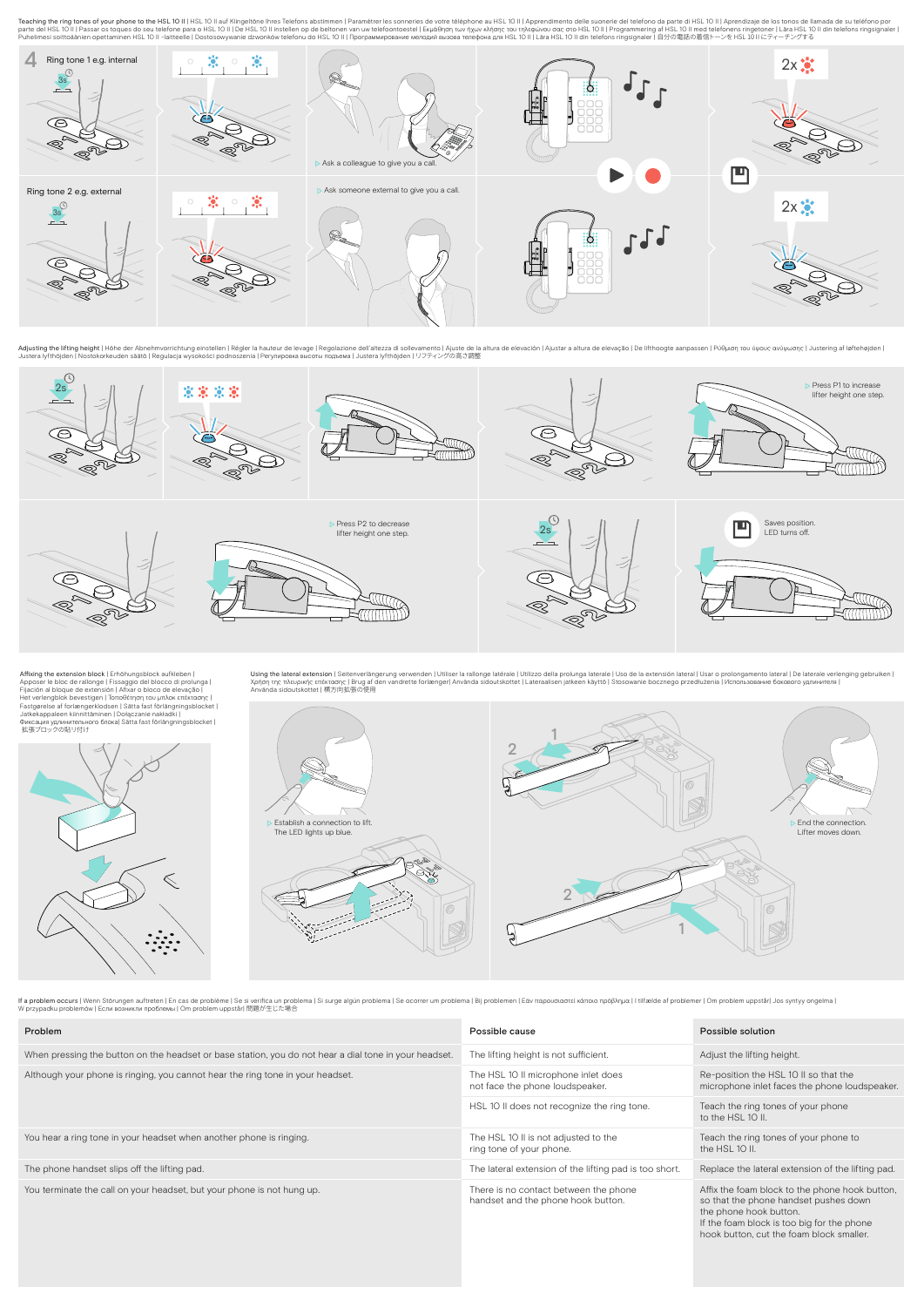Teaching the ring tones of your phone to the HSL 10 II | HSL 10 II auf Klingeltöne Ihres Telefons abstimmen | Paramétrer les sonneries de votre téléphone au HSL 10 II | Apprendimento delle suonerie del telefono da parte di HSL 10 II | Aprendizaje de los tonos de llamada de su teléfono por parte del HSL 10 II | Passar os toques do seu telefone para o HSL 10 II | De HSL 10 II instellen op de beltonen van uw telefoontoestel | Εκμάθηση των ήχων κλήσης του τηλεφώνου σας στο HSL 10 II | Programmering af HSL 10 II med telefonens ringetoner | Lära HSL 10 II din telefons ringsignaler | Puhelimesi soittoäänien opettaminen HSL 10 II -laitteelle | Dostosowywanie dzwonków telefonu do HSL 10 II | Программирование мелодий вызова телефона для HSL 10 II | Lära HSL 10 II din telefons ringsignaler | 自分の電話の着信トーンを HSL 10 II にティーチングする

4 Ring tone 1 e.g. internal

3s

Ask a colleague to give you a call.

2x

Ring tone 2 e.g. external

3s

Ask someone external to give you a call.

2x

Adjusting the lifting height | Höhe der Abnehmvorrichtung einstellen | Régler la hauteur de levage | Regolazione dell'altezza di sollevamento | Ajuste de la altura de elevación | Ajustar a altura de elevação | De lifthoogte aanpassen | Ρύθμιση του ύψους ανύψωσης | Justering af løftehøjden | Justera lyfthöjden | Nostokorkeuden säätö | Regulacja wysokości podnoszenia | Регулировка высоты подъема | Justera lyfthöjden | リフティングの高さ調整

2s

Press P1 to increase lifter height one step.

Press P2 to decrease lifter height one step.

2s

Saves position. LED turns off.

Affixing the extension block | Erhöhungsblock aufkleben | Apposer le bloc de rallonge | Fissaggio del blocco di prolunga | Fijación al bloque de extensión | Afixar o bloco de elevação | Het verlengblok bevestigen | Τοποθέτηση του μπλοκ επέκτασης | Fastgørelse af forlængerklodsen | Sätta fast förlängningsblocket | Jatkekappaleen kiinnittäminen | Dołączanie nakładki | Фиксация удлинительного блока| Sätta fast förlängningsblocket | 拡張ブロックの貼り付け

Using the lateral extension | Seitenverlängerung verwenden | Utiliser la rallonge latérale | Utilizzo della prolunga laterale | Uso de la extensión lateral | Usar o prolongamento lateral | De laterale verlenging gebruiken | Χρήση της πλευρικής επέκτασης | Brug af den vandrette forlænger| Använda sidoutskottet | Lateraalisen jatkeen käyttö | Stosowanie bocznego przedłużenia | Использование бокового удлинителя | Använda sidoutskottet | 横方向拡張の使用

Establish a connection to lift. The LED lights up blue.

End the connection. Lifter moves down.

If a problem occurs | Wenn Störungen auftreten | En cas de problème | Se si verifica un problema | Si surge algún problema | Se ocorrer um problema | Bij problemen | Εάν παρουσιαστεί κάποιο πρόβλημα | I tilfælde af problemer | Om problem uppstår| Jos syntyy ongelma | W przypadku problemów | Если возникли проблемы | Om problem uppstår| 問題が生じた場合

| Problem | Possible cause | Possible solution |
|---|---|---|
| When pressing the button on the headset or base station, you do not hear a dial tone in your headset. | The lifting height is not sufficient. | Adjust the lifting height. |
| Although your phone is ringing, you cannot hear the ring tone in your headset. | The HSL 10 II microphone inlet does not face the phone loudspeaker. | Re-position the HSL 10 II so that the microphone inlet faces the phone loudspeaker. |
| | HSL 10 II does not recognize the ring tone. | Teach the ring tones of your phone to the HSL 10 II. |
| You hear a ring tone in your headset when another phone is ringing. | The HSL 10 II is not adjusted to the ring tone of your phone. | Teach the ring tones of your phone to the HSL 10 II. |
| The phone handset slips off the lifting pad. | The lateral extension of the lifting pad is too short. | Replace the lateral extension of the lifting pad. |
| You terminate the call on your headset, but your phone is not hung up. | There is no contact between the phone handset and the phone hook button. | Affix the foam block to the phone hook button, so that the phone handset pushes down the phone hook button. If the foam block is too big for the phone hook button, cut the foam block smaller. |